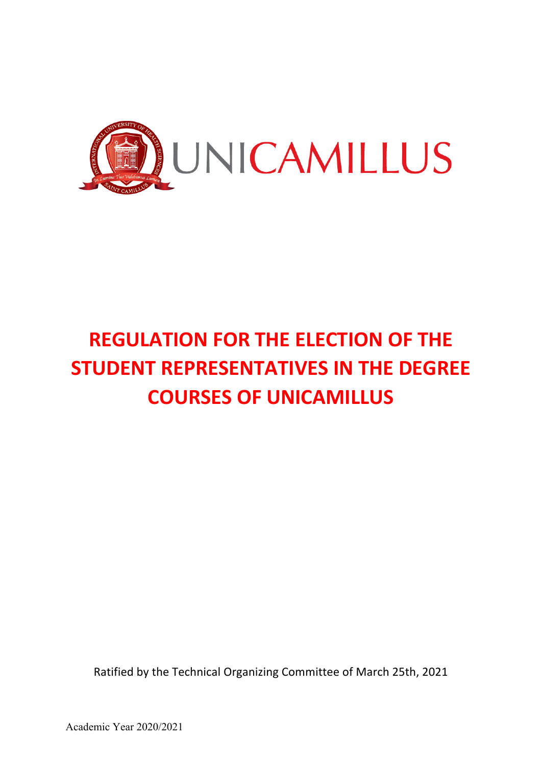UNICAMILLUS

# REGULATION FOR THE ELECTION OF THE STUDENT REPRESENTATIVES IN THE DEGREE COURSES OF UNICAMILLUS

Ratified by the Technical Organizing Committee of March 25th, 2021

Academic Year 2020/2021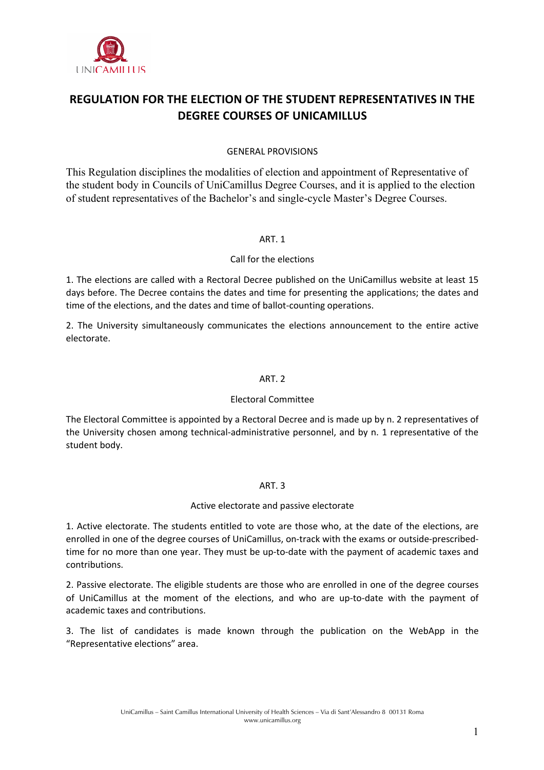# REGULATION FOR THE ELECTION OF THE STUDENT REPRESENTATIVES IN THE DEGREE COURSES OF UNICAMILLUS

## GENERAL PROVISIONS

This Regulation disciplines the modalities of election and appointment of Representative of the student body in Councils of UniCamillus Degree Courses, and it is applied to the election of student representatives of the Bachelor's and single-cycle Master's Degree Courses.

## ART. 1

### Call for the elections

1. The elections are called with a Rectoral Decree published on the UniCamillus website at least 15 days before. The Decree contains the dates and time for presenting the applications; the dates and time of the elections, and the dates and time of ballot-counting operations.

2. The University simultaneously communicates the elections announcement to the entire active electorate.

## ART. 2

### Electoral Committee

The Electoral Committee is appointed by a Rectoral Decree and is made up by n. 2 representatives of the University chosen among technical-administrative personnel, and by n. 1 representative of the student body.

## ART. 3

### Active electorate and passive electorate

1. Active electorate. The students entitled to vote are those who, at the date of the elections, are enrolled in one of the degree courses of UniCamillus, on-track with the exams or outside-prescribed-time for no more than one year. They must be up-to-date with the payment of academic taxes and contributions.

2. Passive electorate. The eligible students are those who are enrolled in one of the degree courses of UniCamillus at the moment of the elections, and who are up-to-date with the payment of academic taxes and contributions.

3. The list of candidates is made known through the publication on the WebApp in the "Representative elections" area.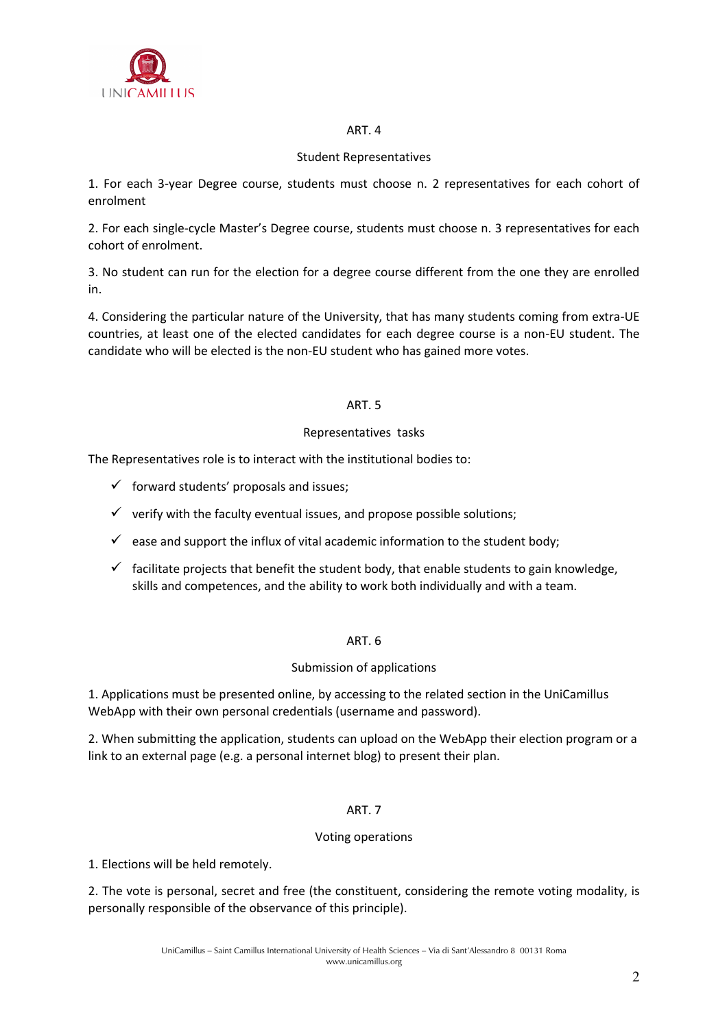## ART. 4

### Student Representatives

1. For each 3-year Degree course, students must choose n. 2 representatives for each cohort of enrolment

2. For each single-cycle Master's Degree course, students must choose n. 3 representatives for each cohort of enrolment.

3. No student can run for the election for a degree course different from the one they are enrolled in.

4. Considering the particular nature of the University, that has many students coming from extra-UE countries, at least one of the elected candidates for each degree course is a non-EU student. The candidate who will be elected is the non-EU student who has gained more votes.

## ART. 5

### Representatives tasks

The Representatives role is to interact with the institutional bodies to:

- ✓ forward students' proposals and issues;
- ✓ verify with the faculty eventual issues, and propose possible solutions;
- ✓ ease and support the influx of vital academic information to the student body;
- ✓ facilitate projects that benefit the student body, that enable students to gain knowledge, skills and competences, and the ability to work both individually and with a team.

## ART. 6

### Submission of applications

1. Applications must be presented online, by accessing to the related section in the UniCamillus WebApp with their own personal credentials (username and password).

2. When submitting the application, students can upload on the WebApp their election program or a link to an external page (e.g. a personal internet blog) to present their plan.

## ART. 7

### Voting operations

1. Elections will be held remotely.

2. The vote is personal, secret and free (the constituent, considering the remote voting modality, is personally responsible of the observance of this principle).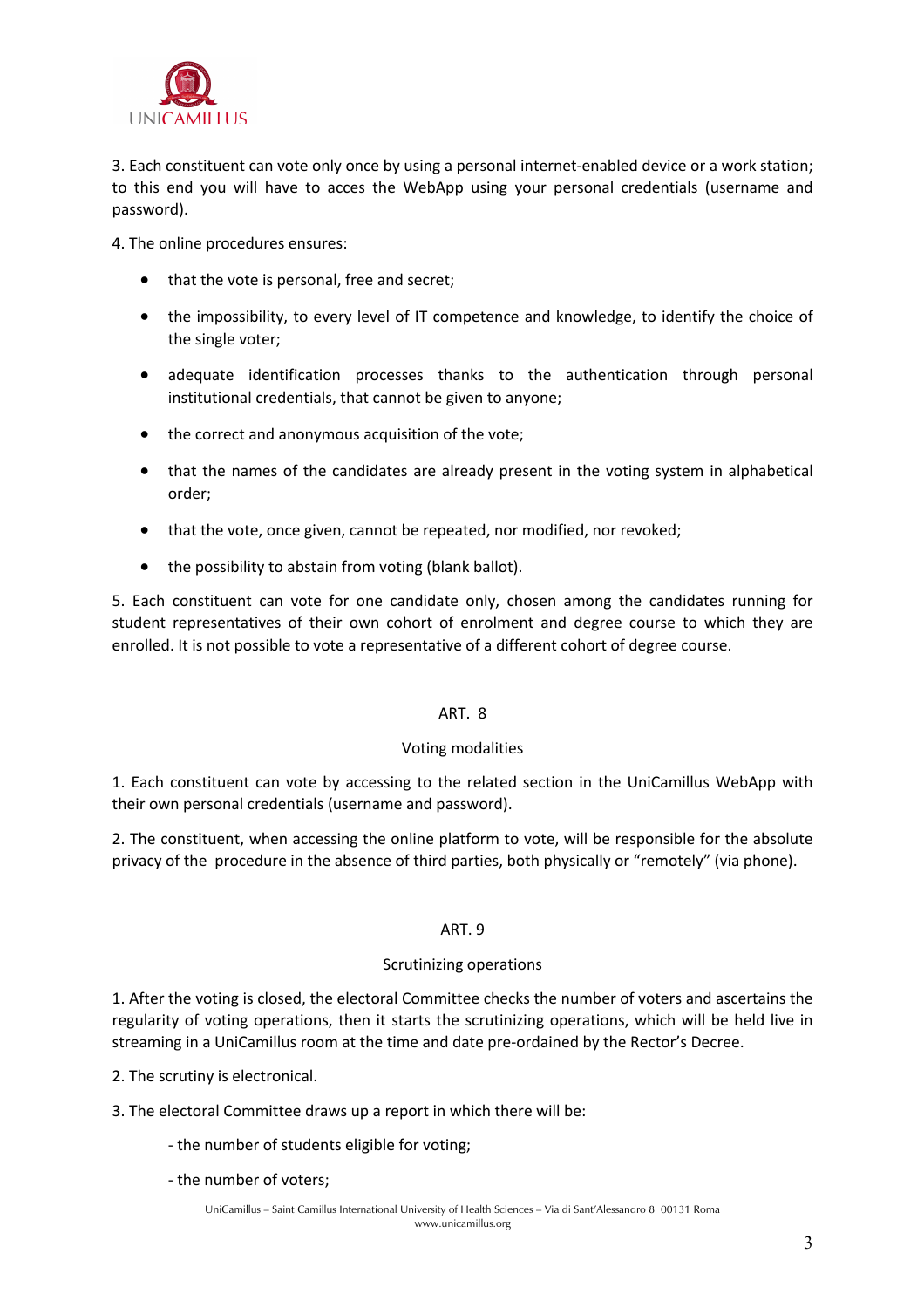3. Each constituent can vote only once by using a personal internet-enabled device or a work station; to this end you will have to acces the WebApp using your personal credentials (username and password).

4. The online procedures ensures:

- that the vote is personal, free and secret;
- the impossibility, to every level of IT competence and knowledge, to identify the choice of the single voter;
- adequate identification processes thanks to the authentication through personal institutional credentials, that cannot be given to anyone;
- the correct and anonymous acquisition of the vote;
- that the names of the candidates are already present in the voting system in alphabetical order;
- that the vote, once given, cannot be repeated, nor modified, nor revoked;
- the possibility to abstain from voting (blank ballot).

5. Each constituent can vote for one candidate only, chosen among the candidates running for student representatives of their own cohort of enrolment and degree course to which they are enrolled. It is not possible to vote a representative of a different cohort of degree course.

## ART. 8

### Voting modalities

1. Each constituent can vote by accessing to the related section in the UniCamillus WebApp with their own personal credentials (username and password).

2. The constituent, when accessing the online platform to vote, will be responsible for the absolute privacy of the procedure in the absence of third parties, both physically or "remotely" (via phone).

## ART. 9

### Scrutinizing operations

1. After the voting is closed, the electoral Committee checks the number of voters and ascertains the regularity of voting operations, then it starts the scrutinizing operations, which will be held live in streaming in a UniCamillus room at the time and date pre-ordained by the Rector's Decree.

2. The scrutiny is electronical.

3. The electoral Committee draws up a report in which there will be:

- the number of students eligible for voting;
- the number of voters;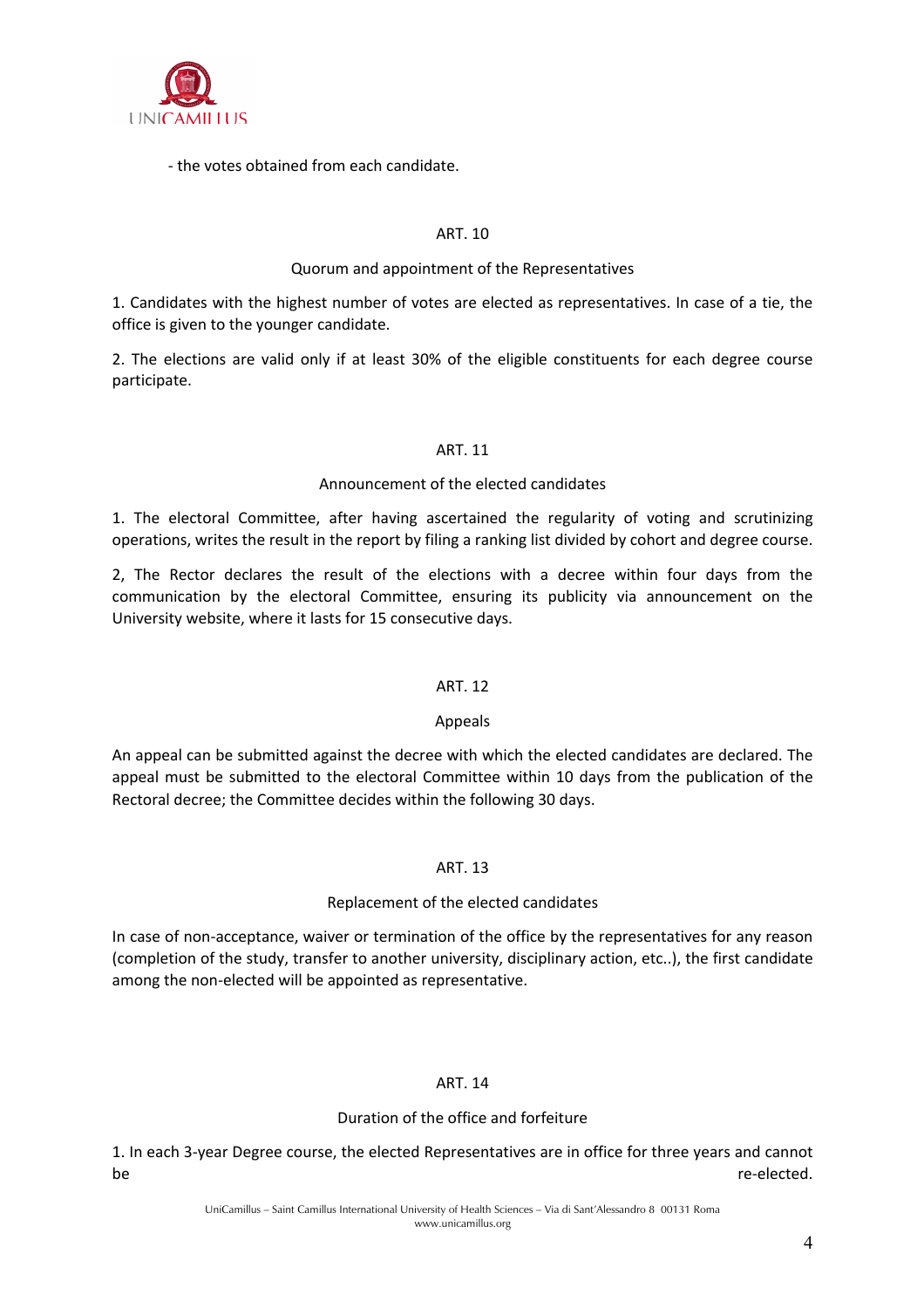- the votes obtained from each candidate.

## ART. 10

### Quorum and appointment of the Representatives

1. Candidates with the highest number of votes are elected as representatives. In case of a tie, the office is given to the younger candidate.

2. The elections are valid only if at least 30% of the eligible constituents for each degree course participate.

## ART. 11

### Announcement of the elected candidates

1. The electoral Committee, after having ascertained the regularity of voting and scrutinizing operations, writes the result in the report by filing a ranking list divided by cohort and degree course.

2, The Rector declares the result of the elections with a decree within four days from the communication by the electoral Committee, ensuring its publicity via announcement on the University website, where it lasts for 15 consecutive days.

## ART. 12

### Appeals

An appeal can be submitted against the decree with which the elected candidates are declared. The appeal must be submitted to the electoral Committee within 10 days from the publication of the Rectoral decree; the Committee decides within the following 30 days.

## ART. 13

### Replacement of the elected candidates

In case of non-acceptance, waiver or termination of the office by the representatives for any reason (completion of the study, transfer to another university, disciplinary action, etc..), the first candidate among the non-elected will be appointed as representative.

## ART. 14

### Duration of the office and forfeiture

1. In each 3-year Degree course, the elected Representatives are in office for three years and cannot be re-elected.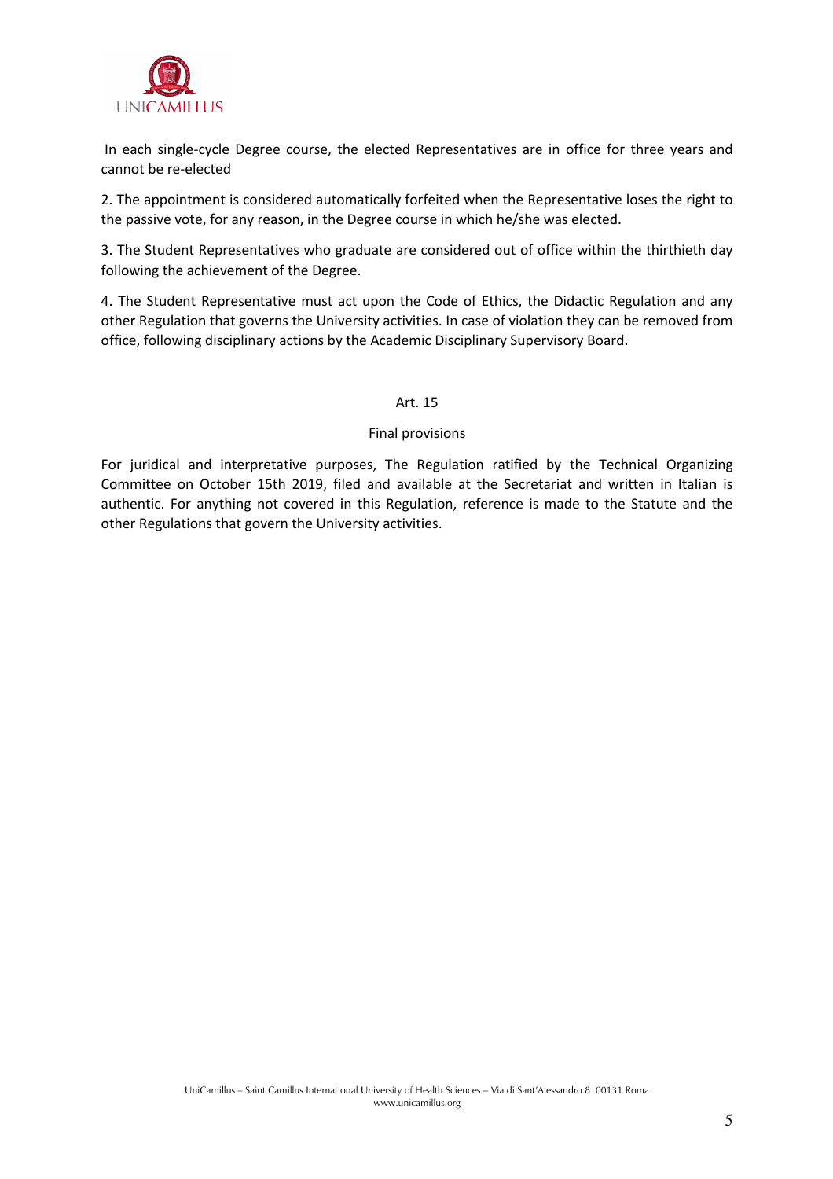In each single-cycle Degree course, the elected Representatives are in office for three years and cannot be re-elected

2. The appointment is considered automatically forfeited when the Representative loses the right to the passive vote, for any reason, in the Degree course in which he/she was elected.

3. The Student Representatives who graduate are considered out of office within the thirthieth day following the achievement of the Degree.

4. The Student Representative must act upon the Code of Ethics, the Didactic Regulation and any other Regulation that governs the University activities. In case of violation they can be removed from office, following disciplinary actions by the Academic Disciplinary Supervisory Board.

## Art. 15

## Final provisions

For juridical and interpretative purposes, The Regulation ratified by the Technical Organizing Committee on October 15th 2019, filed and available at the Secretariat and written in Italian is authentic. For anything not covered in this Regulation, reference is made to the Statute and the other Regulations that govern the University activities.